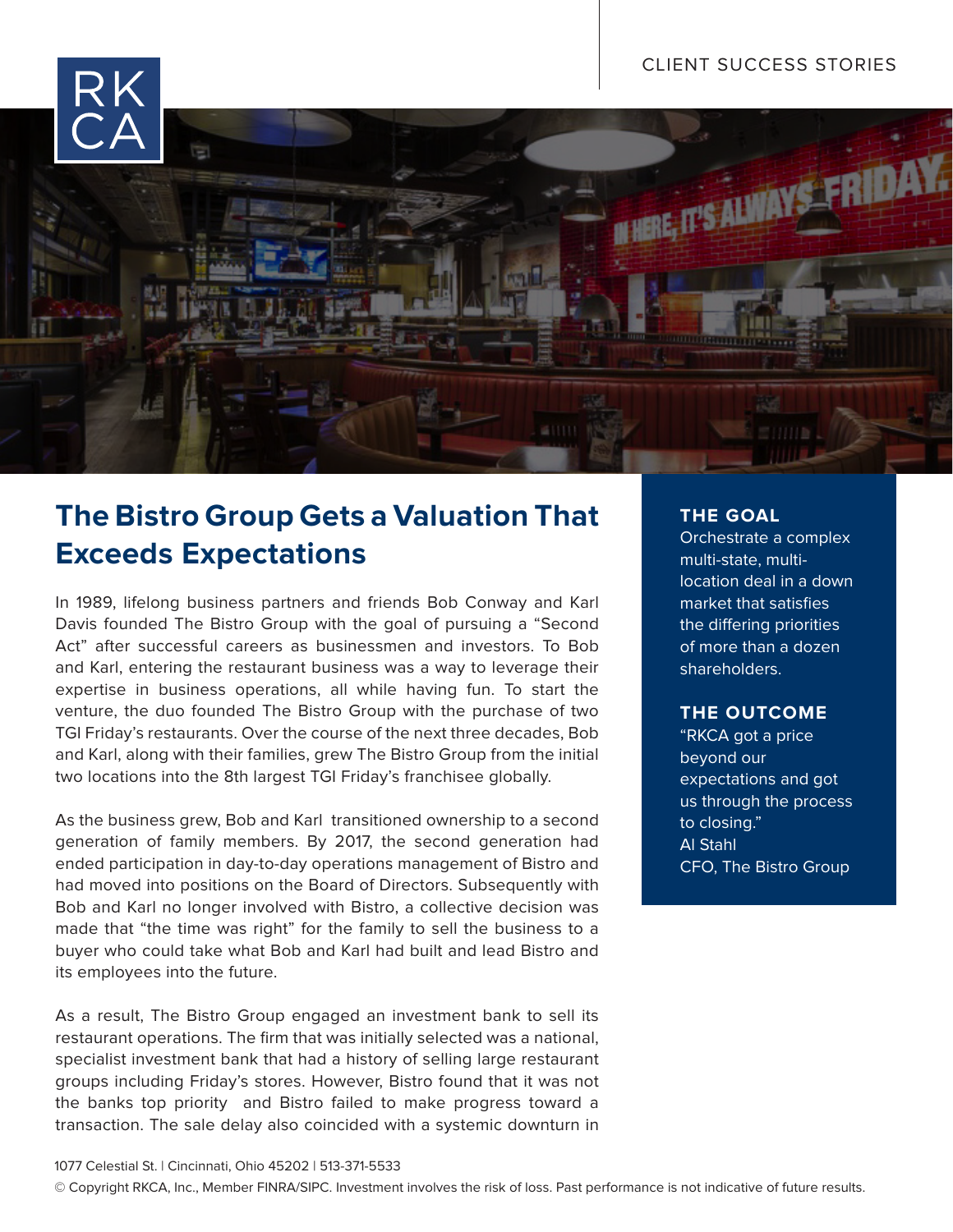CLIENT SUCCESS STORIES

# The Bistro Group Gets a Valuation That Exceeds Expectations

In 1989, lifelong business partners and friends Bob Conway and Karl Davis founded The Bistro Group with the goal of pursuing a "Second Act" after successful careers as businessmen and investors. To Bob and Karl, entering the restaurant business was a way to leverage their expertise in business operations, all while having fun. To start the venture, the duo founded The Bistro Group with the purchase of two TGI Friday's restaurants. Over the course of the next three decades, Bob and Karl, along with their families, grew The Bistro Group from the initial two locations into the 8th largest TGI Friday's franchisee globally.

As the business grew, Bob and Karl transitioned ownership to a second generation of family members. By 2017, the second generation had ended participation in day-to-day operations management of Bistro and had moved into positions on the Board of Directors. Subsequently with Bob and Karl no longer involved with Bistro, a collective decision was made that "the time was right" for the family to sell the business to a buyer who could take what Bob and Karl had built and lead Bistro and its employees into the future.

As a result, The Bistro Group engaged an investment bank to sell its restaurant operations. The firm that was initially selected was a national, specialist investment bank that had a history of selling large restaurant groups including Friday's stores. However, Bistro found that it was not the banks top priority and Bistro failed to make progress toward a transaction. The sale delay also coincided with a systemic downturn in

**THE GOAL**

Orchestrate a complex multi-state, multi-location deal in a down market that satisfies the differing priorities of more than a dozen shareholders.

**THE OUTCOME**

"RKCA got a price beyond our expectations and got us through the process to closing."
Al Stahl
CFO, The Bistro Group

1077 Celestial St. | Cincinnati, Ohio 45202 | 513-371-5533

© Copyright RKCA, Inc., Member FINRA/SIPC. Investment involves the risk of loss. Past performance is not indicative of future results.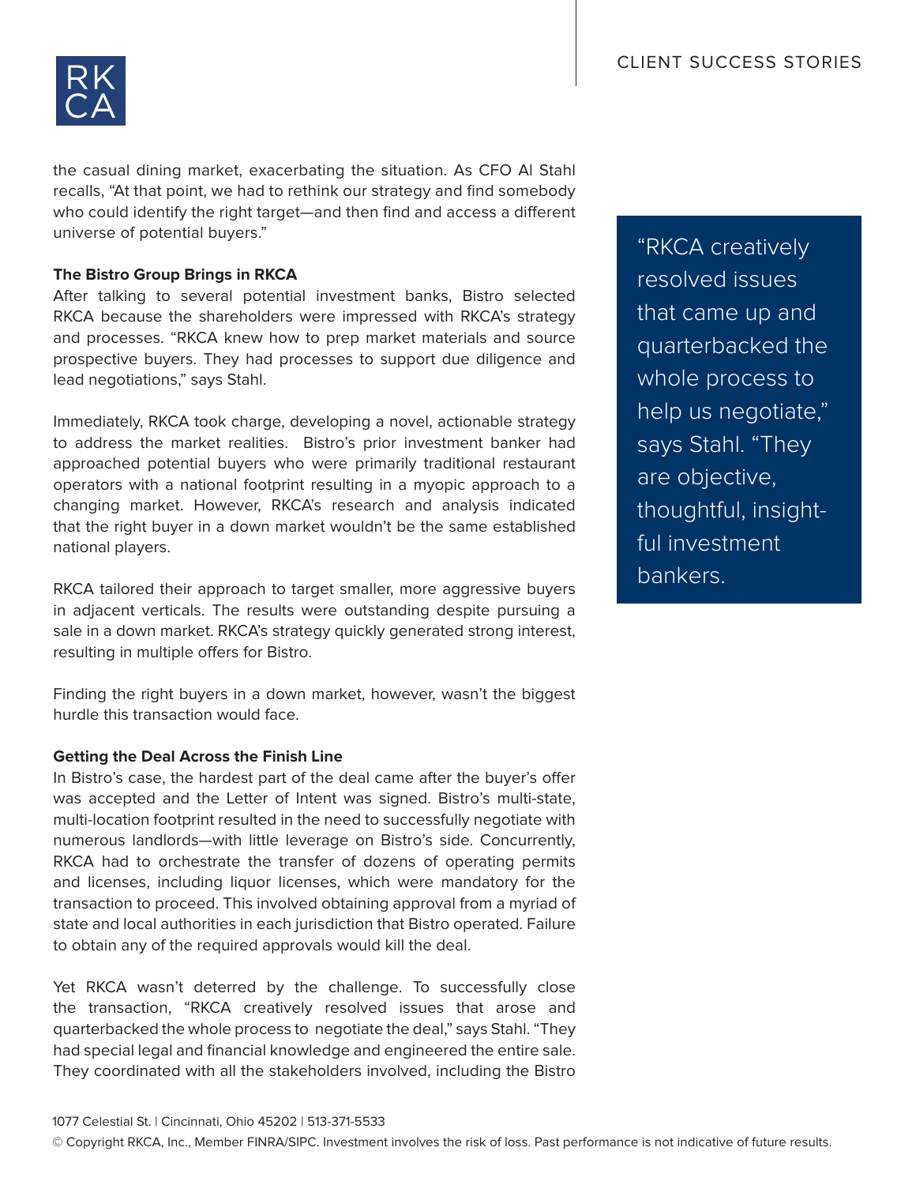the casual dining market, exacerbating the situation. As CFO Al Stahl recalls, "At that point, we had to rethink our strategy and find somebody who could identify the right target—and then find and access a different universe of potential buyers."

> "RKCA creatively resolved issues that came up and quarterbacked the whole process to help us negotiate," says Stahl. "They are objective, thoughtful, insight-ful investment bankers.

**The Bistro Group Brings in RKCA**

After talking to several potential investment banks, Bistro selected RKCA because the shareholders were impressed with RKCA's strategy and processes. "RKCA knew how to prep market materials and source prospective buyers. They had processes to support due diligence and lead negotiations," says Stahl.

Immediately, RKCA took charge, developing a novel, actionable strategy to address the market realities. Bistro's prior investment banker had approached potential buyers who were primarily traditional restaurant operators with a national footprint resulting in a myopic approach to a changing market. However, RKCA's research and analysis indicated that the right buyer in a down market wouldn't be the same established national players.

RKCA tailored their approach to target smaller, more aggressive buyers in adjacent verticals. The results were outstanding despite pursuing a sale in a down market. RKCA's strategy quickly generated strong interest, resulting in multiple offers for Bistro.

Finding the right buyers in a down market, however, wasn't the biggest hurdle this transaction would face.

**Getting the Deal Across the Finish Line**

In Bistro's case, the hardest part of the deal came after the buyer's offer was accepted and the Letter of Intent was signed. Bistro's multi-state, multi-location footprint resulted in the need to successfully negotiate with numerous landlords—with little leverage on Bistro's side. Concurrently, RKCA had to orchestrate the transfer of dozens of operating permits and licenses, including liquor licenses, which were mandatory for the transaction to proceed. This involved obtaining approval from a myriad of state and local authorities in each jurisdiction that Bistro operated. Failure to obtain any of the required approvals would kill the deal.

Yet RKCA wasn't deterred by the challenge. To successfully close the transaction, "RKCA creatively resolved issues that arose and quarterbacked the whole process to negotiate the deal," says Stahl. "They had special legal and financial knowledge and engineered the entire sale. They coordinated with all the stakeholders involved, including the Bistro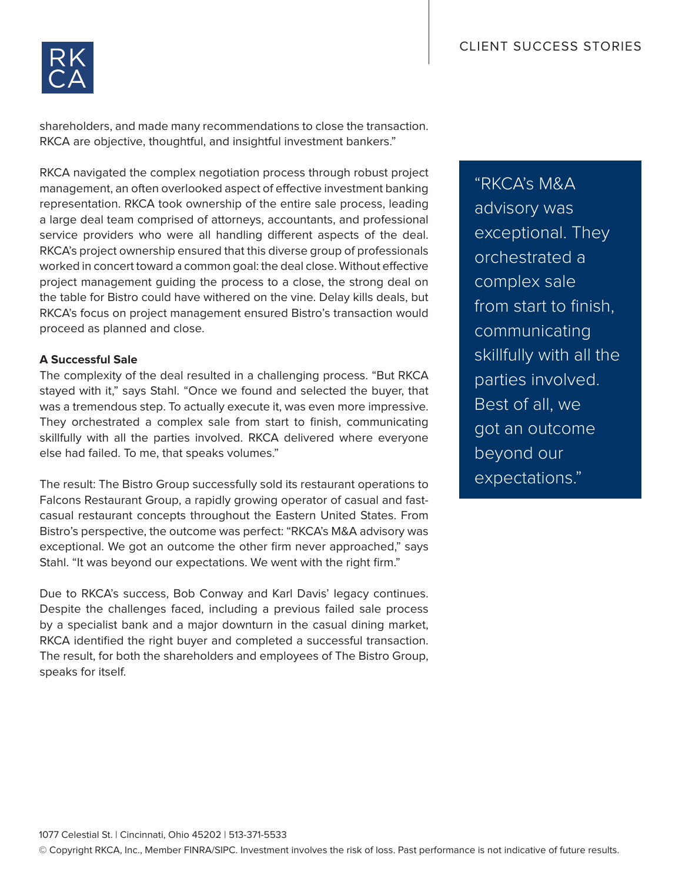shareholders, and made many recommendations to close the transaction. RKCA are objective, thoughtful, and insightful investment bankers."

RKCA navigated the complex negotiation process through robust project management, an often overlooked aspect of effective investment banking representation. RKCA took ownership of the entire sale process, leading a large deal team comprised of attorneys, accountants, and professional service providers who were all handling different aspects of the deal. RKCA's project ownership ensured that this diverse group of professionals worked in concert toward a common goal: the deal close. Without effective project management guiding the process to a close, the strong deal on the table for Bistro could have withered on the vine. Delay kills deals, but RKCA's focus on project management ensured Bistro's transaction would proceed as planned and close.

> "RKCA's M&A advisory was exceptional. They orchestrated a complex sale from start to finish, communicating skillfully with all the parties involved. Best of all, we got an outcome beyond our expectations."

**A Successful Sale**

The complexity of the deal resulted in a challenging process. "But RKCA stayed with it," says Stahl. "Once we found and selected the buyer, that was a tremendous step. To actually execute it, was even more impressive. They orchestrated a complex sale from start to finish, communicating skillfully with all the parties involved. RKCA delivered where everyone else had failed. To me, that speaks volumes."

The result: The Bistro Group successfully sold its restaurant operations to Falcons Restaurant Group, a rapidly growing operator of casual and fast-casual restaurant concepts throughout the Eastern United States. From Bistro's perspective, the outcome was perfect: "RKCA's M&A advisory was exceptional. We got an outcome the other firm never approached," says Stahl. "It was beyond our expectations. We went with the right firm."

Due to RKCA's success, Bob Conway and Karl Davis' legacy continues. Despite the challenges faced, including a previous failed sale process by a specialist bank and a major downturn in the casual dining market, RKCA identified the right buyer and completed a successful transaction. The result, for both the shareholders and employees of The Bistro Group, speaks for itself.

1077 Celestial St. | Cincinnati, Ohio 45202 | 513-371-5533

© Copyright RKCA, Inc., Member FINRA/SIPC. Investment involves the risk of loss. Past performance is not indicative of future results.